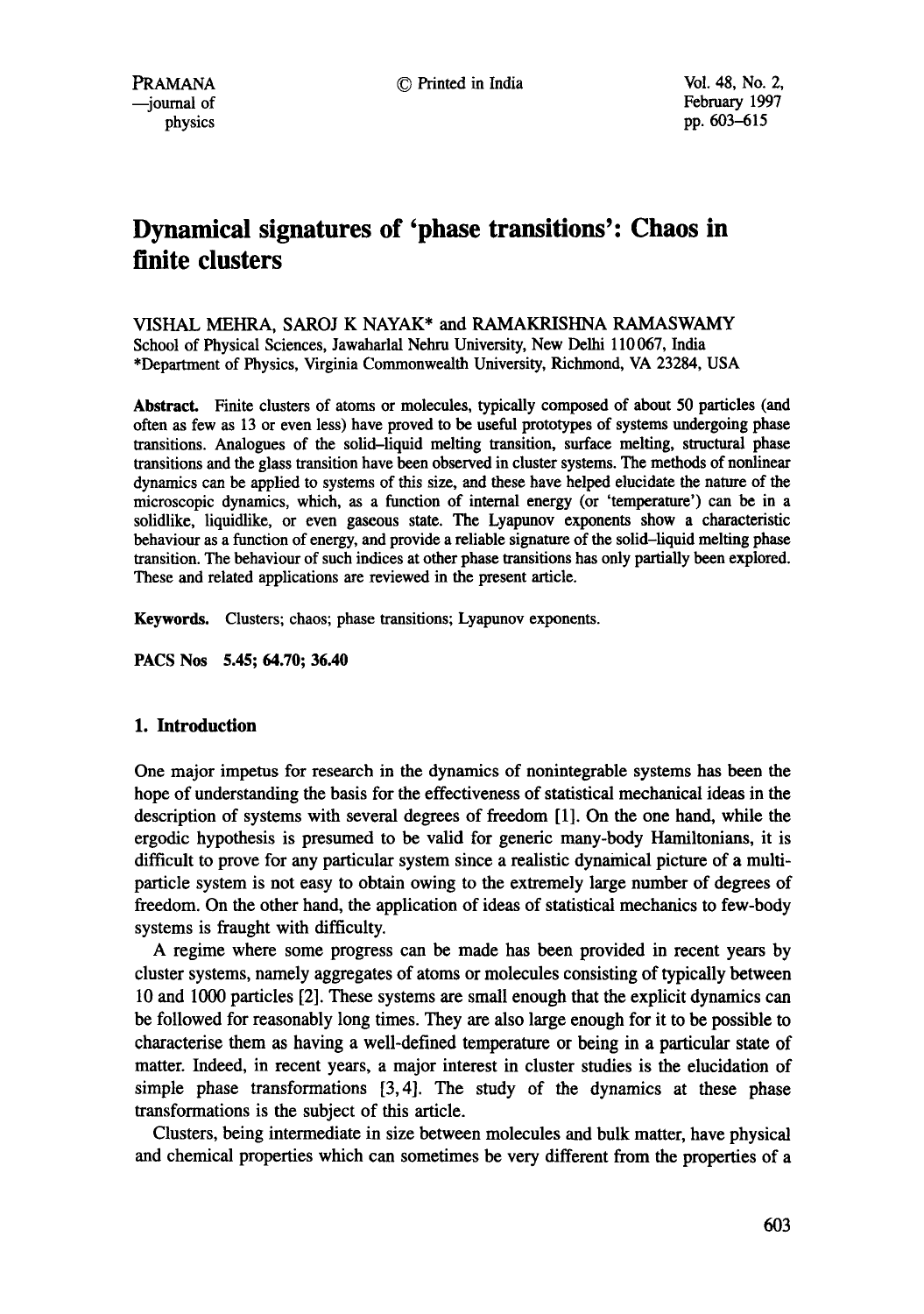# Dynamical signatures of 'phase transitions': Chaos in finite clusters

VISHAL MEHRA, SAROJ K NAYAK* and RAMAKRISHNA RAMASWAMY

School of Physical Sciences, Jawaharlal Nehru University, New Delhi 110 067, India

*Department of Physics, Virginia Commonwealth University, Richmond, VA 23284, USA

**Abstract.** Finite clusters of atoms or molecules, typically composed of about 50 particles (and often as few as 13 or even less) have proved to be useful prototypes of systems undergoing phase transitions. Analogues of the solid–liquid melting transition, surface melting, structural phase transitions and the glass transition have been observed in cluster systems. The methods of nonlinear dynamics can be applied to systems of this size, and these have helped elucidate the nature of the microscopic dynamics, which, as a function of internal energy (or 'temperature') can be in a solidlike, liquidlike, or even gaseous state. The Lyapunov exponents show a characteristic behaviour as a function of energy, and provide a reliable signature of the solid–liquid melting phase transition. The behaviour of such indices at other phase transitions has only partially been explored. These and related applications are reviewed in the present article.

**Keywords.** Clusters; chaos; phase transitions; Lyapunov exponents.

**PACS Nos** 5.45; 64.70; 36.40

## 1. Introduction

One major impetus for research in the dynamics of nonintegrable systems has been the hope of understanding the basis for the effectiveness of statistical mechanical ideas in the description of systems with several degrees of freedom [1]. On the one hand, while the ergodic hypothesis is presumed to be valid for generic many-body Hamiltonians, it is difficult to prove for any particular system since a realistic dynamical picture of a multiparticle system is not easy to obtain owing to the extremely large number of degrees of freedom. On the other hand, the application of ideas of statistical mechanics to few-body systems is fraught with difficulty.

A regime where some progress can be made has been provided in recent years by cluster systems, namely aggregates of atoms or molecules consisting of typically between 10 and 1000 particles [2]. These systems are small enough that the explicit dynamics can be followed for reasonably long times. They are also large enough for it to be possible to characterise them as having a well-defined temperature or being in a particular state of matter. Indeed, in recent years, a major interest in cluster studies is the elucidation of simple phase transformations [3, 4]. The study of the dynamics at these phase transformations is the subject of this article.

Clusters, being intermediate in size between molecules and bulk matter, have physical and chemical properties which can sometimes be very different from the properties of a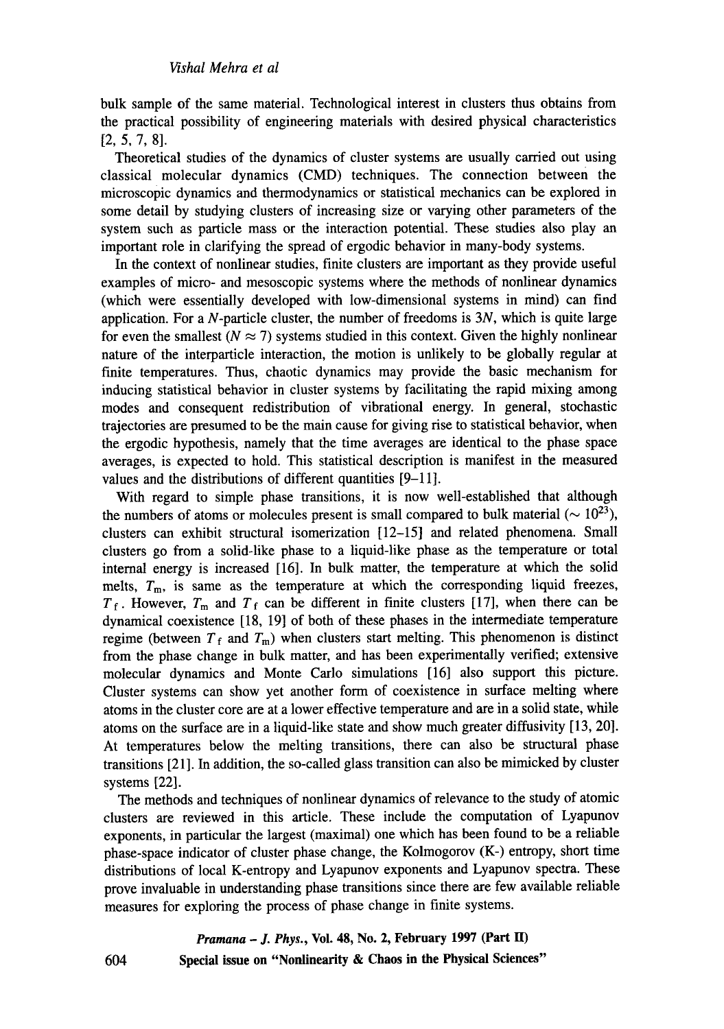bulk sample of the same material. Technological interest in clusters thus obtains from the practical possibility of engineering materials with desired physical characteristics [2, 5, 7, 8].

Theoretical studies of the dynamics of cluster systems are usually carried out using classical molecular dynamics (CMD) techniques. The connection between the microscopic dynamics and thermodynamics or statistical mechanics can be explored in some detail by studying clusters of increasing size or varying other parameters of the system such as particle mass or the interaction potential. These studies also play an important role in clarifying the spread of ergodic behavior in many-body systems.

In the context of nonlinear studies, finite clusters are important as they provide useful examples of micro- and mesoscopic systems where the methods of nonlinear dynamics (which were essentially developed with low-dimensional systems in mind) can find application. For a $N$-particle cluster, the number of freedoms is $3N$, which is quite large for even the smallest ($N \approx 7$) systems studied in this context. Given the highly nonlinear nature of the interparticle interaction, the motion is unlikely to be globally regular at finite temperatures. Thus, chaotic dynamics may provide the basic mechanism for inducing statistical behavior in cluster systems by facilitating the rapid mixing among modes and consequent redistribution of vibrational energy. In general, stochastic trajectories are presumed to be the main cause for giving rise to statistical behavior, when the ergodic hypothesis, namely that the time averages are identical to the phase space averages, is expected to hold. This statistical description is manifest in the measured values and the distributions of different quantities [9–11].

With regard to simple phase transitions, it is now well-established that although the numbers of atoms or molecules present is small compared to bulk material ($\sim 10^{23}$), clusters can exhibit structural isomerization [12–15] and related phenomena. Small clusters go from a solid-like phase to a liquid-like phase as the temperature or total internal energy is increased [16]. In bulk matter, the temperature at which the solid melts, $T_{\mathrm{m}}$, is same as the temperature at which the corresponding liquid freezes, $T_{\mathrm{f}}$. However, $T_{\mathrm{m}}$ and $T_{\mathrm{f}}$ can be different in finite clusters [17], when there can be dynamical coexistence [18, 19] of both of these phases in the intermediate temperature regime (between $T_{\mathrm{f}}$ and $T_{\mathrm{m}}$) when clusters start melting. This phenomenon is distinct from the phase change in bulk matter, and has been experimentally verified; extensive molecular dynamics and Monte Carlo simulations [16] also support this picture. Cluster systems can show yet another form of coexistence in surface melting where atoms in the cluster core are at a lower effective temperature and are in a solid state, while atoms on the surface are in a liquid-like state and show much greater diffusivity [13, 20]. At temperatures below the melting transitions, there can also be structural phase transitions [21]. In addition, the so-called glass transition can also be mimicked by cluster systems [22].

The methods and techniques of nonlinear dynamics of relevance to the study of atomic clusters are reviewed in this article. These include the computation of Lyapunov exponents, in particular the largest (maximal) one which has been found to be a reliable phase-space indicator of cluster phase change, the Kolmogorov (K-) entropy, short time distributions of local K-entropy and Lyapunov exponents and Lyapunov spectra. These prove invaluable in understanding phase transitions since there are few available reliable measures for exploring the process of phase change in finite systems.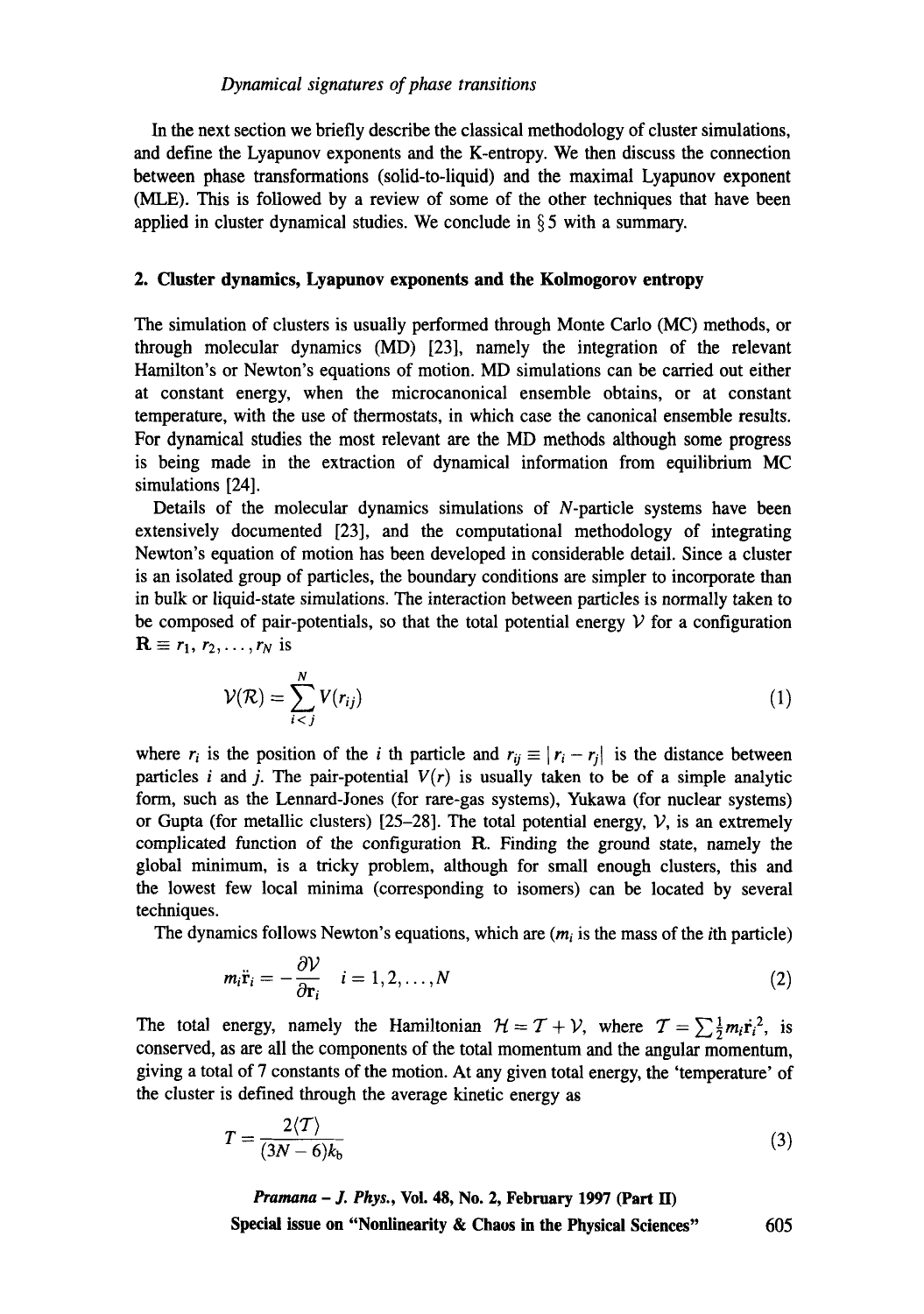In the next section we briefly describe the classical methodology of cluster simulations, and define the Lyapunov exponents and the K-entropy. We then discuss the connection between phase transformations (solid-to-liquid) and the maximal Lyapunov exponent (MLE). This is followed by a review of some of the other techniques that have been applied in cluster dynamical studies. We conclude in § 5 with a summary.

## 2. Cluster dynamics, Lyapunov exponents and the Kolmogorov entropy

The simulation of clusters is usually performed through Monte Carlo (MC) methods, or through molecular dynamics (MD) [23], namely the integration of the relevant Hamilton's or Newton's equations of motion. MD simulations can be carried out either at constant energy, when the microcanonical ensemble obtains, or at constant temperature, with the use of thermostats, in which case the canonical ensemble results. For dynamical studies the most relevant are the MD methods although some progress is being made in the extraction of dynamical information from equilibrium MC simulations [24].

Details of the molecular dynamics simulations of $N$-particle systems have been extensively documented [23], and the computational methodology of integrating Newton's equation of motion has been developed in considerable detail. Since a cluster is an isolated group of particles, the boundary conditions are simpler to incorporate than in bulk or liquid-state simulations. The interaction between particles is normally taken to be composed of pair-potentials, so that the total potential energy $\mathcal{V}$ for a configuration $\mathbf{R} \equiv r_1, r_2, \ldots, r_N$ is

$$\mathcal{V}(\mathcal{R}) = \sum_{i<j}^{N} V(r_{ij}) \tag{1}$$

where $r_i$ is the position of the $i$ th particle and $r_{ij} \equiv |r_i - r_j|$ is the distance between particles $i$ and $j$. The pair-potential $V(r)$ is usually taken to be of a simple analytic form, such as the Lennard-Jones (for rare-gas systems), Yukawa (for nuclear systems) or Gupta (for metallic clusters) [25–28]. The total potential energy, $\mathcal{V}$, is an extremely complicated function of the configuration $\mathbf{R}$. Finding the ground state, namely the global minimum, is a tricky problem, although for small enough clusters, this and the lowest few local minima (corresponding to isomers) can be located by several techniques.

The dynamics follows Newton's equations, which are ($m_i$ is the mass of the $i$th particle)

$$m_i \ddot{\mathbf{r}}_i = -\frac{\partial \mathcal{V}}{\partial \mathbf{r}_i} \quad i = 1, 2, \ldots, N \tag{2}$$

The total energy, namely the Hamiltonian $\mathcal{H} = \mathcal{T} + \mathcal{V}$, where $\mathcal{T} = \sum \frac{1}{2} m_i \dot{\mathbf{r}}_i^2$, is conserved, as are all the components of the total momentum and the angular momentum, giving a total of 7 constants of the motion. At any given total energy, the 'temperature' of the cluster is defined through the average kinetic energy as

$$T = \frac{2\langle \mathcal{T} \rangle}{(3N - 6)k_b} \tag{3}$$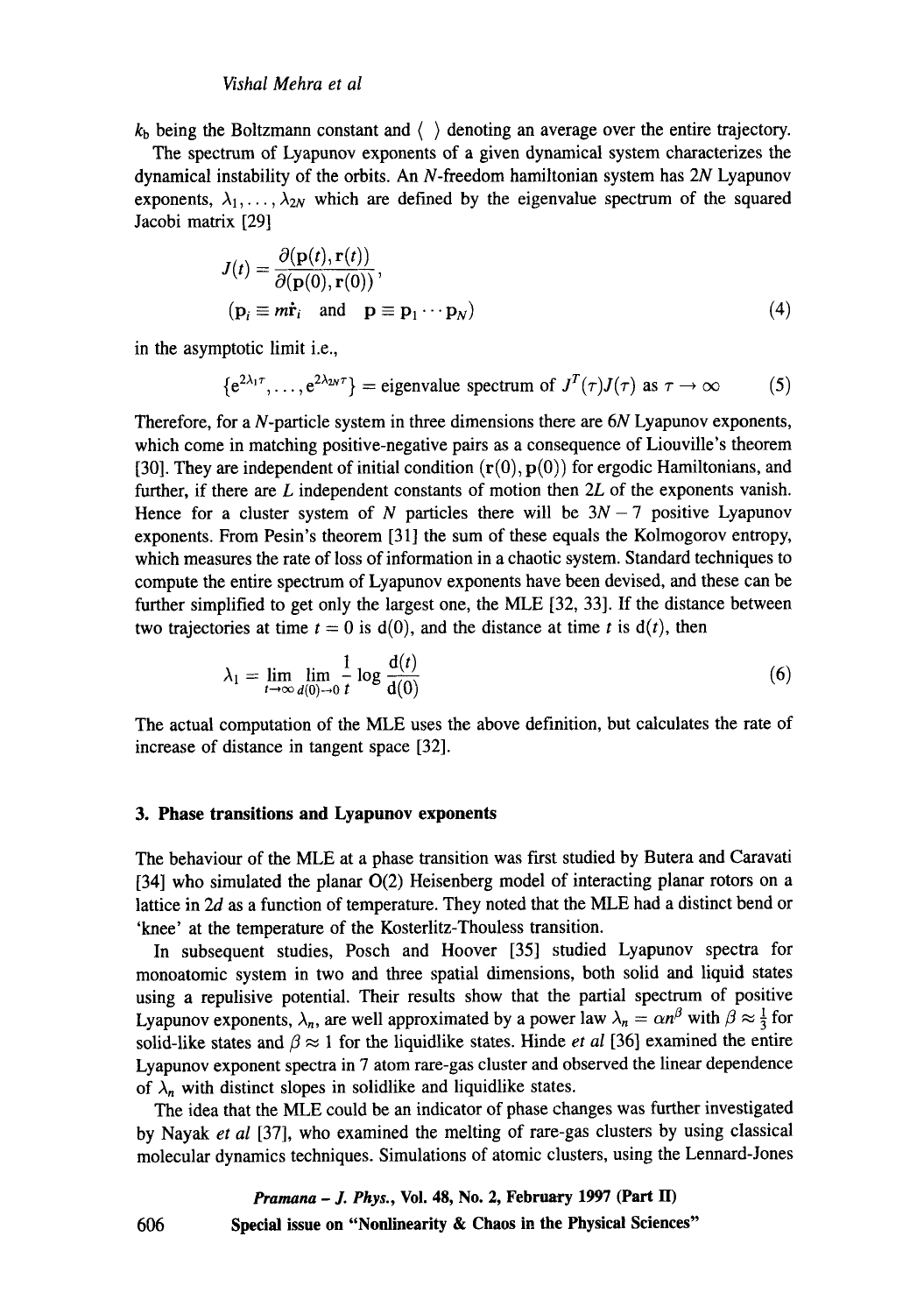$k_b$ being the Boltzmann constant and $\langle\ \rangle$ denoting an average over the entire trajectory.

The spectrum of Lyapunov exponents of a given dynamical system characterizes the dynamical instability of the orbits. An $N$-freedom hamiltonian system has $2N$ Lyapunov exponents, $\lambda_1, \ldots, \lambda_{2N}$ which are defined by the eigenvalue spectrum of the squared Jacobi matrix [29]

$$J(t) = \frac{\partial(\mathbf{p}(t), \mathbf{r}(t))}{\partial(\mathbf{p}(0), \mathbf{r}(0))},$$
$$(\mathbf{p}_i \equiv m\dot{\mathbf{r}}_i \quad \text{and} \quad \mathbf{p} \equiv \mathbf{p}_1 \cdots \mathbf{p}_N) \tag{4}$$

in the asymptotic limit i.e.,

$$\{e^{2\lambda_1 \tau}, \ldots, e^{2\lambda_{2N}\tau}\} = \text{eigenvalue spectrum of } J^T(\tau)J(\tau) \text{ as } \tau \to \infty \tag{5}$$

Therefore, for a $N$-particle system in three dimensions there are $6N$ Lyapunov exponents, which come in matching positive-negative pairs as a consequence of Liouville's theorem [30]. They are independent of initial condition $(\mathbf{r}(0), \mathbf{p}(0))$ for ergodic Hamiltonians, and further, if there are $L$ independent constants of motion then $2L$ of the exponents vanish. Hence for a cluster system of $N$ particles there will be $3N - 7$ positive Lyapunov exponents. From Pesin's theorem [31] the sum of these equals the Kolmogorov entropy, which measures the rate of loss of information in a chaotic system. Standard techniques to compute the entire spectrum of Lyapunov exponents have been devised, and these can be further simplified to get only the largest one, the MLE [32, 33]. If the distance between two trajectories at time $t = 0$ is $\mathrm{d}(0)$, and the distance at time $t$ is $\mathrm{d}(t)$, then

$$\lambda_1 = \lim_{t \to \infty} \lim_{d(0) \to 0} \frac{1}{t} \log \frac{\mathrm{d}(t)}{\mathrm{d}(0)} \tag{6}$$

The actual computation of the MLE uses the above definition, but calculates the rate of increase of distance in tangent space [32].

## 3. Phase transitions and Lyapunov exponents

The behaviour of the MLE at a phase transition was first studied by Butera and Caravati [34] who simulated the planar O(2) Heisenberg model of interacting planar rotors on a lattice in $2d$ as a function of temperature. They noted that the MLE had a distinct bend or 'knee' at the temperature of the Kosterlitz-Thouless transition.

In subsequent studies, Posch and Hoover [35] studied Lyapunov spectra for monoatomic system in two and three spatial dimensions, both solid and liquid states using a repulisive potential. Their results show that the partial spectrum of positive Lyapunov exponents, $\lambda_n$, are well approximated by a power law $\lambda_n = \alpha n^\beta$ with $\beta \approx \frac{1}{3}$ for solid-like states and $\beta \approx 1$ for the liquidlike states. Hinde *et al* [36] examined the entire Lyapunov exponent spectra in 7 atom rare-gas cluster and observed the linear dependence of $\lambda_n$ with distinct slopes in solidlike and liquidlike states.

The idea that the MLE could be an indicator of phase changes was further investigated by Nayak *et al* [37], who examined the melting of rare-gas clusters by using classical molecular dynamics techniques. Simulations of atomic clusters, using the Lennard-Jones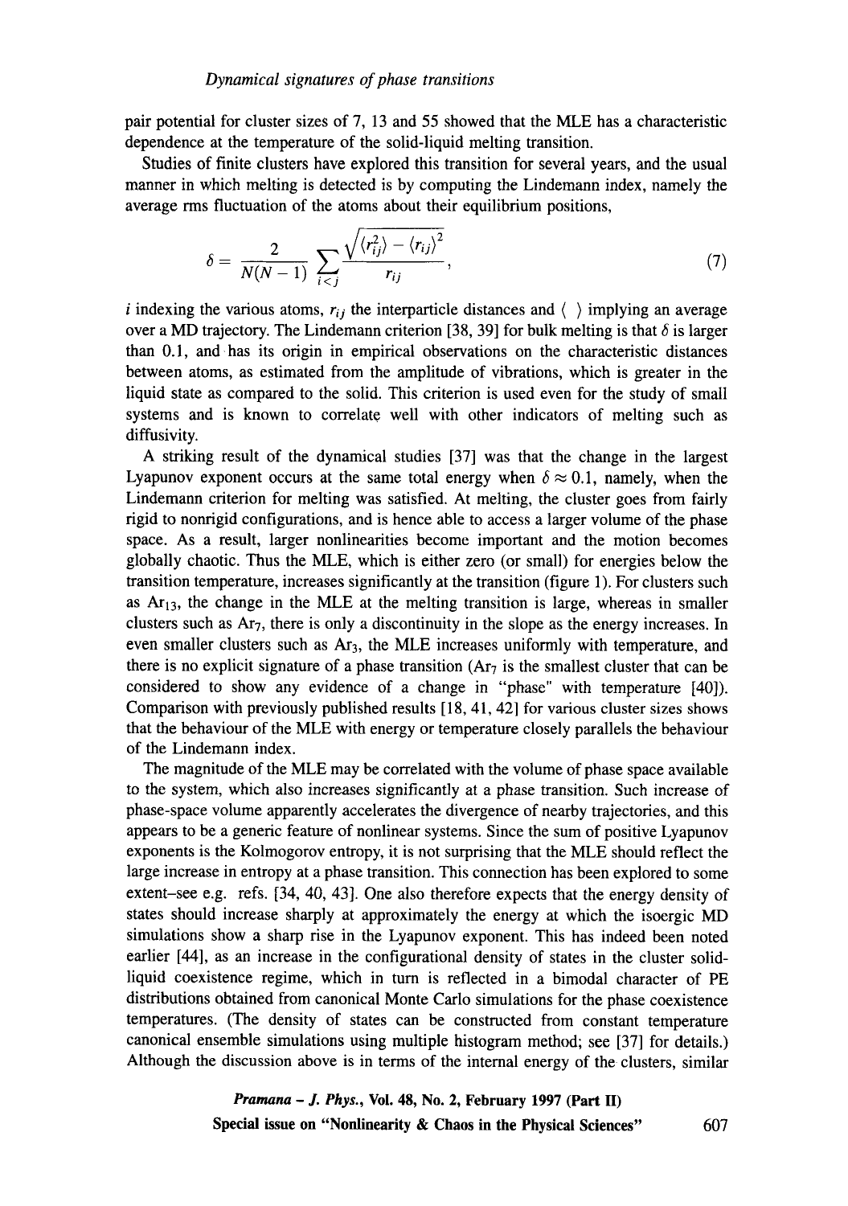pair potential for cluster sizes of 7, 13 and 55 showed that the MLE has a characteristic dependence at the temperature of the solid-liquid melting transition.

Studies of finite clusters have explored this transition for several years, and the usual manner in which melting is detected is by computing the Lindemann index, namely the average rms fluctuation of the atoms about their equilibrium positions,

$$\delta = \frac{2}{N(N-1)} \sum_{i<j} \frac{\sqrt{\langle r_{ij}^2 \rangle - \langle r_{ij} \rangle^2}}{r_{ij}}, \tag{7}$$

$i$ indexing the various atoms, $r_{ij}$ the interparticle distances and $\langle\ \rangle$ implying an average over a MD trajectory. The Lindemann criterion [38, 39] for bulk melting is that $\delta$ is larger than 0.1, and has its origin in empirical observations on the characteristic distances between atoms, as estimated from the amplitude of vibrations, which is greater in the liquid state as compared to the solid. This criterion is used even for the study of small systems and is known to correlate well with other indicators of melting such as diffusivity.

A striking result of the dynamical studies [37] was that the change in the largest Lyapunov exponent occurs at the same total energy when $\delta \approx 0.1$, namely, when the Lindemann criterion for melting was satisfied. At melting, the cluster goes from fairly rigid to nonrigid configurations, and is hence able to access a larger volume of the phase space. As a result, larger nonlinearities become important and the motion becomes globally chaotic. Thus the MLE, which is either zero (or small) for energies below the transition temperature, increases significantly at the transition (figure 1). For clusters such as $Ar_{13}$, the change in the MLE at the melting transition is large, whereas in smaller clusters such as $Ar_7$, there is only a discontinuity in the slope as the energy increases. In even smaller clusters such as $Ar_3$, the MLE increases uniformly with temperature, and there is no explicit signature of a phase transition ($Ar_7$ is the smallest cluster that can be considered to show any evidence of a change in "phase" with temperature [40]). Comparison with previously published results [18, 41, 42] for various cluster sizes shows that the behaviour of the MLE with energy or temperature closely parallels the behaviour of the Lindemann index.

The magnitude of the MLE may be correlated with the volume of phase space available to the system, which also increases significantly at a phase transition. Such increase of phase-space volume apparently accelerates the divergence of nearby trajectories, and this appears to be a generic feature of nonlinear systems. Since the sum of positive Lyapunov exponents is the Kolmogorov entropy, it is not surprising that the MLE should reflect the large increase in entropy at a phase transition. This connection has been explored to some extent–see e.g. refs. [34, 40, 43]. One also therefore expects that the energy density of states should increase sharply at approximately the energy at which the isoergic MD simulations show a sharp rise in the Lyapunov exponent. This has indeed been noted earlier [44], as an increase in the configurational density of states in the cluster solid-liquid coexistence regime, which in turn is reflected in a bimodal character of PE distributions obtained from canonical Monte Carlo simulations for the phase coexistence temperatures. (The density of states can be constructed from constant temperature canonical ensemble simulations using multiple histogram method; see [37] for details.) Although the discussion above is in terms of the internal energy of the clusters, similar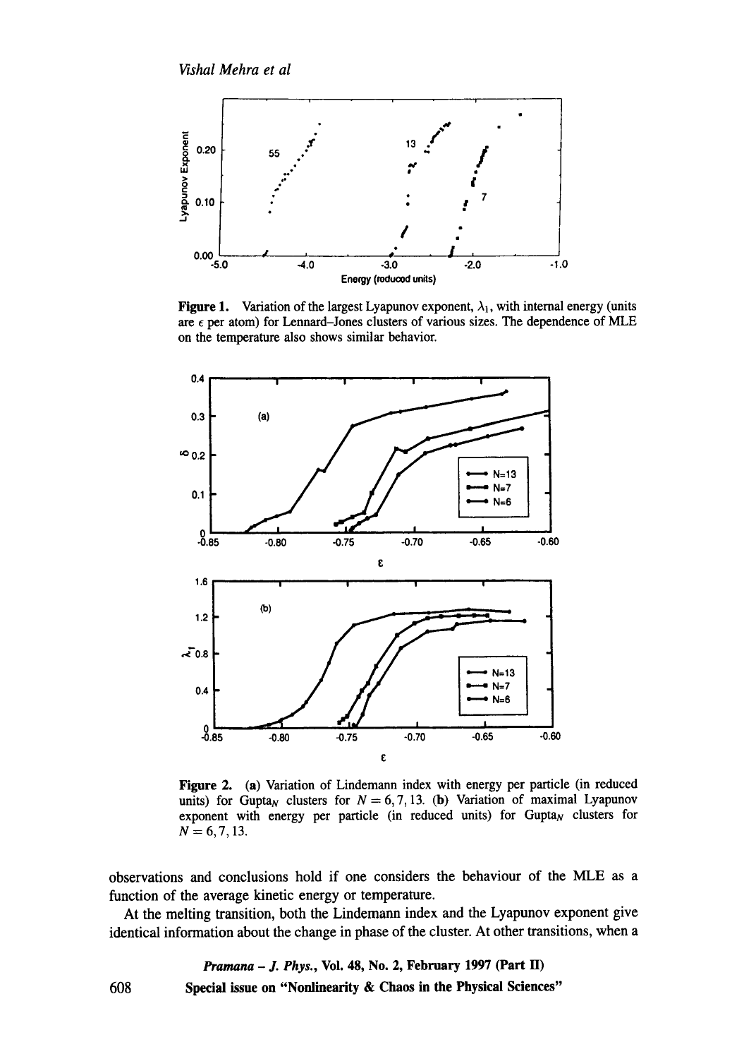**Figure 1.** Variation of the largest Lyapunov exponent, $\lambda_1$, with internal energy (units are $\epsilon$ per atom) for Lennard–Jones clusters of various sizes. The dependence of MLE on the temperature also shows similar behavior.

**Figure 2.** (a) Variation of Lindemann index with energy per particle (in reduced units) for $\text{Gupta}_N$ clusters for $N = 6, 7, 13$. (b) Variation of maximal Lyapunov exponent with energy per particle (in reduced units) for $\text{Gupta}_N$ clusters for $N = 6, 7, 13$.

observations and conclusions hold if one considers the behaviour of the MLE as a function of the average kinetic energy or temperature.

At the melting transition, both the Lindemann index and the Lyapunov exponent give identical information about the change in phase of the cluster. At other transitions, when a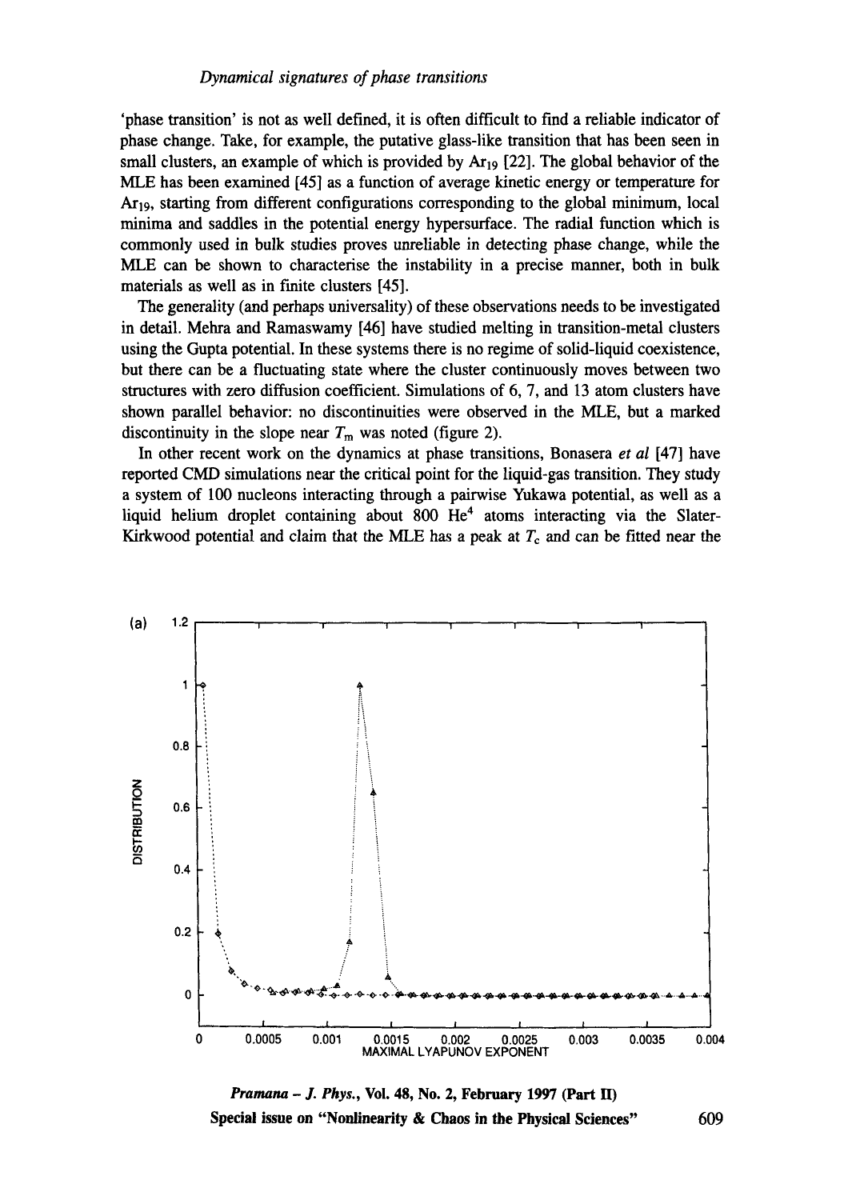'phase transition' is not as well defined, it is often difficult to find a reliable indicator of phase change. Take, for example, the putative glass-like transition that has been seen in small clusters, an example of which is provided by $Ar_{19}$ [22]. The global behavior of the MLE has been examined [45] as a function of average kinetic energy or temperature for $Ar_{19}$, starting from different configurations corresponding to the global minimum, local minima and saddles in the potential energy hypersurface. The radial function which is commonly used in bulk studies proves unreliable in detecting phase change, while the MLE can be shown to characterise the instability in a precise manner, both in bulk materials as well as in finite clusters [45].

The generality (and perhaps universality) of these observations needs to be investigated in detail. Mehra and Ramaswamy [46] have studied melting in transition-metal clusters using the Gupta potential. In these systems there is no regime of solid-liquid coexistence, but there can be a fluctuating state where the cluster continuously moves between two structures with zero diffusion coefficient. Simulations of 6, 7, and 13 atom clusters have shown parallel behavior: no discontinuities were observed in the MLE, but a marked discontinuity in the slope near $T_m$ was noted (figure 2).

In other recent work on the dynamics at phase transitions, Bonasera *et al* [47] have reported CMD simulations near the critical point for the liquid-gas transition. They study a system of 100 nucleons interacting through a pairwise Yukawa potential, as well as a liquid helium droplet containing about 800 $He^4$ atoms interacting via the Slater-Kirkwood potential and claim that the MLE has a peak at $T_c$ and can be fitted near the

(a)

DISTRIBUTION

MAXIMAL LYAPUNOV EXPONENT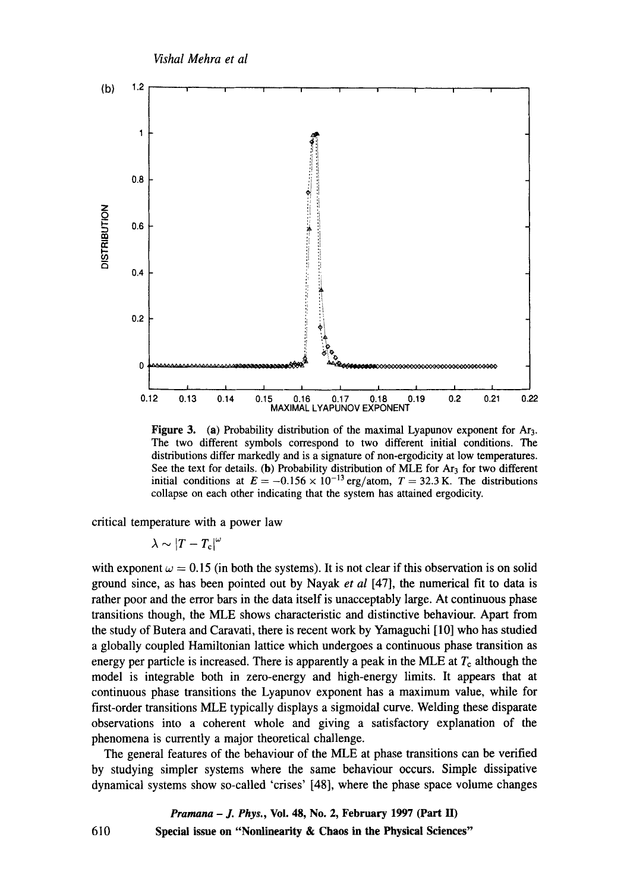**Figure 3.** (a) Probability distribution of the maximal Lyapunov exponent for $Ar_3$. The two different symbols correspond to two different initial conditions. The distributions differ markedly and is a signature of non-ergodicity at low temperatures. See the text for details. (b) Probability distribution of MLE for $Ar_3$ for two different initial conditions at $E = -0.156 \times 10^{-13}$ erg/atom, $T = 32.3$ K. The distributions collapse on each other indicating that the system has attained ergodicity.

critical temperature with a power law

$$\lambda \sim |T - T_c|^{\omega}$$

with exponent $\omega = 0.15$ (in both the systems). It is not clear if this observation is on solid ground since, as has been pointed out by Nayak *et al* [47], the numerical fit to data is rather poor and the error bars in the data itself is unacceptably large. At continuous phase transitions though, the MLE shows characteristic and distinctive behaviour. Apart from the study of Butera and Caravati, there is recent work by Yamaguchi [10] who has studied a globally coupled Hamiltonian lattice which undergoes a continuous phase transition as energy per particle is increased. There is apparently a peak in the MLE at $T_c$ although the model is integrable both in zero-energy and high-energy limits. It appears that at continuous phase transitions the Lyapunov exponent has a maximum value, while for first-order transitions MLE typically displays a sigmoidal curve. Welding these disparate observations into a coherent whole and giving a satisfactory explanation of the phenomena is currently a major theoretical challenge.

The general features of the behaviour of the MLE at phase transitions can be verified by studying simpler systems where the same behaviour occurs. Simple dissipative dynamical systems show so-called 'crises' [48], where the phase space volume changes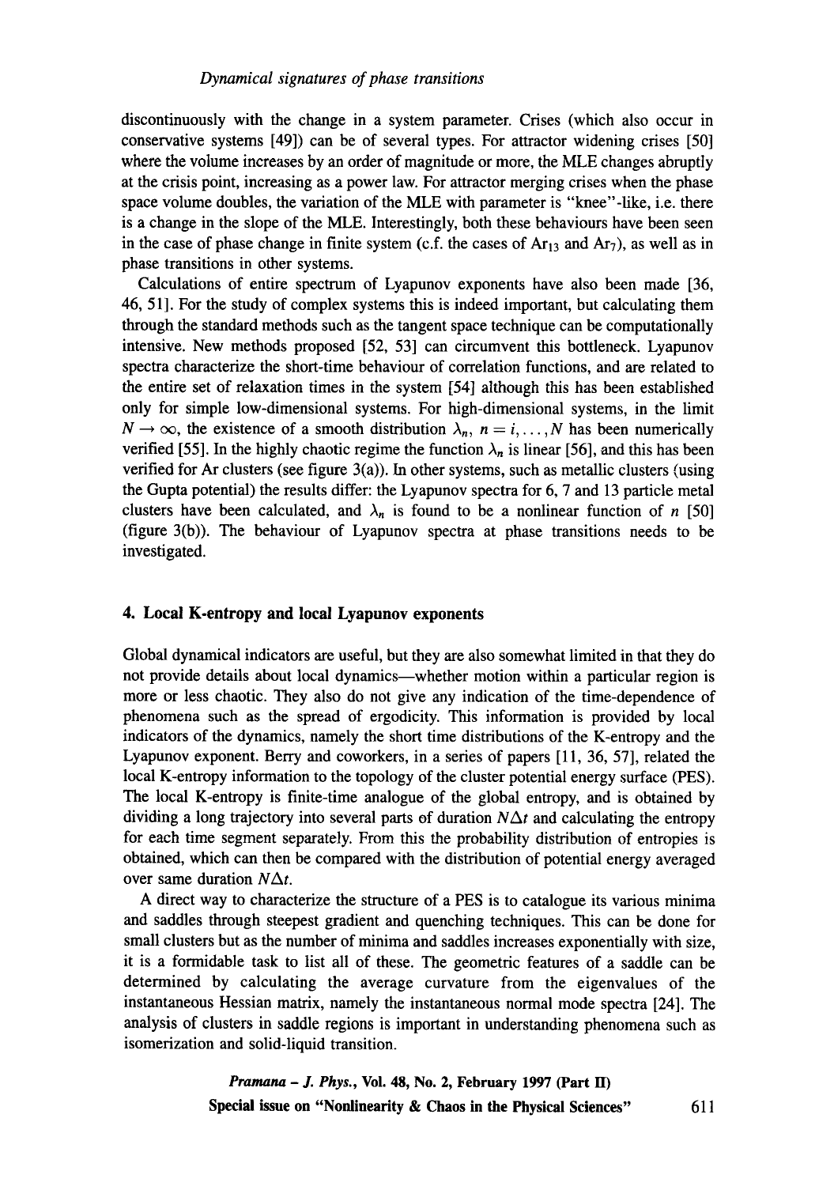discontinuously with the change in a system parameter. Crises (which also occur in conservative systems [49]) can be of several types. For attractor widening crises [50] where the volume increases by an order of magnitude or more, the MLE changes abruptly at the crisis point, increasing as a power law. For attractor merging crises when the phase space volume doubles, the variation of the MLE with parameter is "knee"-like, i.e. there is a change in the slope of the MLE. Interestingly, both these behaviours have been seen in the case of phase change in finite system (c.f. the cases of $Ar_{13}$ and $Ar_7$), as well as in phase transitions in other systems.

Calculations of entire spectrum of Lyapunov exponents have also been made [36, 46, 51]. For the study of complex systems this is indeed important, but calculating them through the standard methods such as the tangent space technique can be computationally intensive. New methods proposed [52, 53] can circumvent this bottleneck. Lyapunov spectra characterize the short-time behaviour of correlation functions, and are related to the entire set of relaxation times in the system [54] although this has been established only for simple low-dimensional systems. For high-dimensional systems, in the limit $N \to \infty$, the existence of a smooth distribution $\lambda_n$, $n = i, \ldots, N$ has been numerically verified [55]. In the highly chaotic regime the function $\lambda_n$ is linear [56], and this has been verified for Ar clusters (see figure 3(a)). In other systems, such as metallic clusters (using the Gupta potential) the results differ: the Lyapunov spectra for 6, 7 and 13 particle metal clusters have been calculated, and $\lambda_n$ is found to be a nonlinear function of $n$ [50] (figure 3(b)). The behaviour of Lyapunov spectra at phase transitions needs to be investigated.

## 4. Local K-entropy and local Lyapunov exponents

Global dynamical indicators are useful, but they are also somewhat limited in that they do not provide details about local dynamics—whether motion within a particular region is more or less chaotic. They also do not give any indication of the time-dependence of phenomena such as the spread of ergodicity. This information is provided by local indicators of the dynamics, namely the short time distributions of the K-entropy and the Lyapunov exponent. Berry and coworkers, in a series of papers [11, 36, 57], related the local K-entropy information to the topology of the cluster potential energy surface (PES). The local K-entropy is finite-time analogue of the global entropy, and is obtained by dividing a long trajectory into several parts of duration $N\Delta t$ and calculating the entropy for each time segment separately. From this the probability distribution of entropies is obtained, which can then be compared with the distribution of potential energy averaged over same duration $N\Delta t$.

A direct way to characterize the structure of a PES is to catalogue its various minima and saddles through steepest gradient and quenching techniques. This can be done for small clusters but as the number of minima and saddles increases exponentially with size, it is a formidable task to list all of these. The geometric features of a saddle can be determined by calculating the average curvature from the eigenvalues of the instantaneous Hessian matrix, namely the instantaneous normal mode spectra [24]. The analysis of clusters in saddle regions is important in understanding phenomena such as isomerization and solid-liquid transition.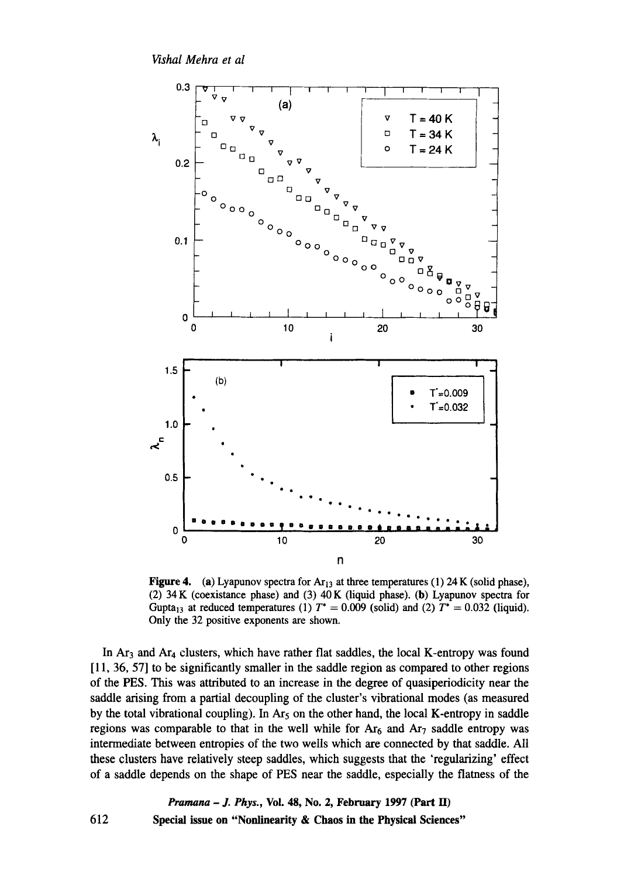**Figure 4.** (a) Lyapunov spectra for $Ar_{13}$ at three temperatures (1) 24 K (solid phase), (2) 34 K (coexistance phase) and (3) 40 K (liquid phase). (b) Lyapunov spectra for $Gupta_{13}$ at reduced temperatures (1) $T^* = 0.009$ (solid) and (2) $T^* = 0.032$ (liquid). Only the 32 positive exponents are shown.

In $Ar_3$ and $Ar_4$ clusters, which have rather flat saddles, the local K-entropy was found [11, 36, 57] to be significantly smaller in the saddle region as compared to other regions of the PES. This was attributed to an increase in the degree of quasiperiodicity near the saddle arising from a partial decoupling of the cluster's vibrational modes (as measured by the total vibrational coupling). In $Ar_5$ on the other hand, the local K-entropy in saddle regions was comparable to that in the well while for $Ar_6$ and $Ar_7$ saddle entropy was intermediate between entropies of the two wells which are connected by that saddle. All these clusters have relatively steep saddles, which suggests that the 'regularizing' effect of a saddle depends on the shape of PES near the saddle, especially the flatness of the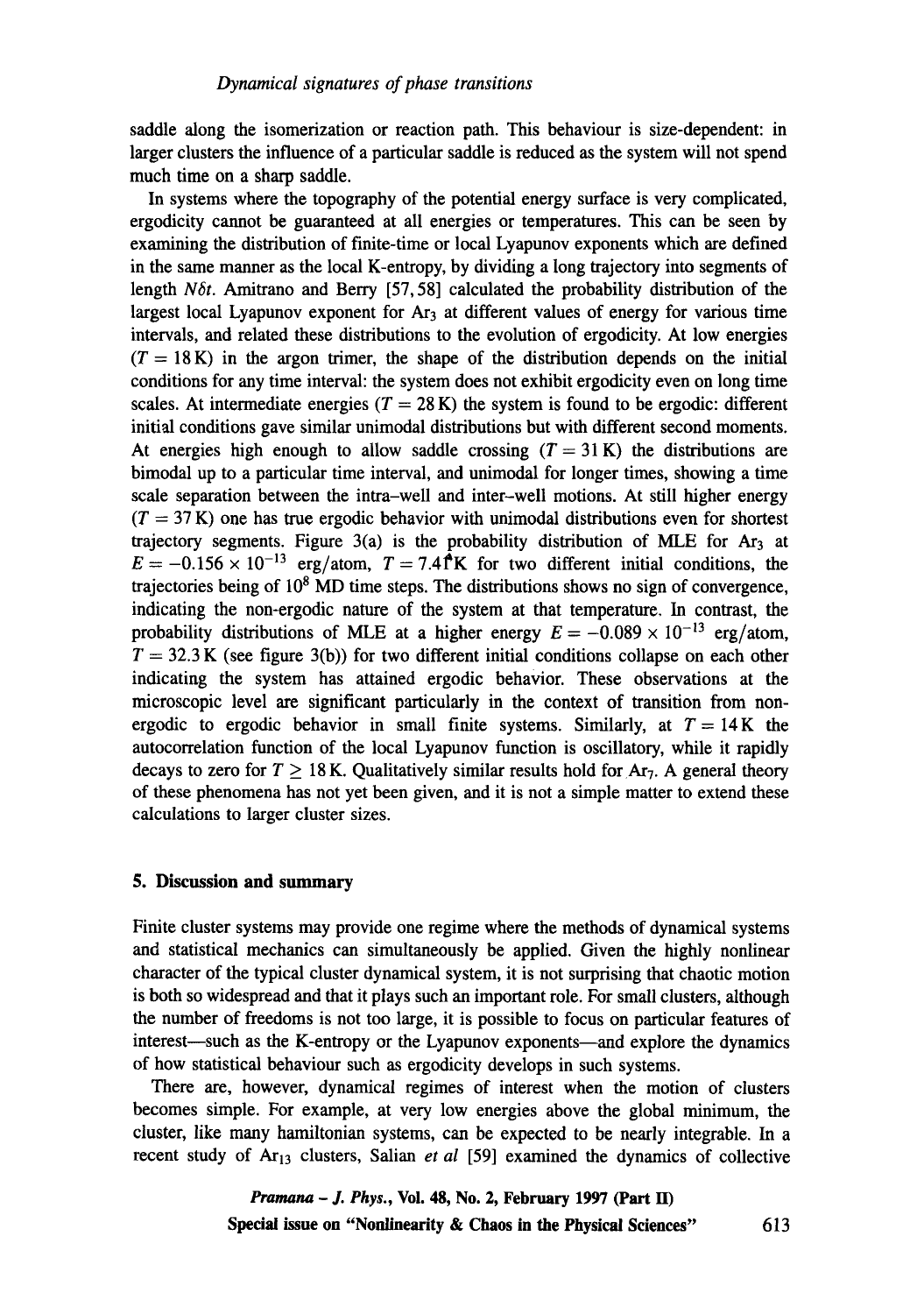saddle along the isomerization or reaction path. This behaviour is size-dependent: in larger clusters the influence of a particular saddle is reduced as the system will not spend much time on a sharp saddle.

In systems where the topography of the potential energy surface is very complicated, ergodicity cannot be guaranteed at all energies or temperatures. This can be seen by examining the distribution of finite-time or local Lyapunov exponents which are defined in the same manner as the local K-entropy, by dividing a long trajectory into segments of length $N\delta t$. Amitrano and Berry [57, 58] calculated the probability distribution of the largest local Lyapunov exponent for $Ar_3$ at different values of energy for various time intervals, and related these distributions to the evolution of ergodicity. At low energies ($T = 18$ K) in the argon trimer, the shape of the distribution depends on the initial conditions for any time interval: the system does not exhibit ergodicity even on long time scales. At intermediate energies ($T = 28$ K) the system is found to be ergodic: different initial conditions gave similar unimodal distributions but with different second moments. At energies high enough to allow saddle crossing ($T = 31$ K) the distributions are bimodal up to a particular time interval, and unimodal for longer times, showing a time scale separation between the intra-well and inter-well motions. At still higher energy ($T = 37$ K) one has true ergodic behavior with unimodal distributions even for shortest trajectory segments. Figure 3(a) is the probability distribution of MLE for $Ar_3$ at $E = -0.156 \times 10^{-13}$ erg/atom, $T = 7.41$ K for two different initial conditions, the trajectories being of $10^8$ MD time steps. The distributions shows no sign of convergence, indicating the non-ergodic nature of the system at that temperature. In contrast, the probability distributions of MLE at a higher energy $E = -0.089 \times 10^{-13}$ erg/atom, $T = 32.3$ K (see figure 3(b)) for two different initial conditions collapse on each other indicating the system has attained ergodic behavior. These observations at the microscopic level are significant particularly in the context of transition from non-ergodic to ergodic behavior in small finite systems. Similarly, at $T = 14$ K the autocorrelation function of the local Lyapunov function is oscillatory, while it rapidly decays to zero for $T \geq 18$ K. Qualitatively similar results hold for $Ar_7$. A general theory of these phenomena has not yet been given, and it is not a simple matter to extend these calculations to larger cluster sizes.

## 5. Discussion and summary

Finite cluster systems may provide one regime where the methods of dynamical systems and statistical mechanics can simultaneously be applied. Given the highly nonlinear character of the typical cluster dynamical system, it is not surprising that chaotic motion is both so widespread and that it plays such an important role. For small clusters, although the number of freedoms is not too large, it is possible to focus on particular features of interest—such as the K-entropy or the Lyapunov exponents—and explore the dynamics of how statistical behaviour such as ergodicity develops in such systems.

There are, however, dynamical regimes of interest when the motion of clusters becomes simple. For example, at very low energies above the global minimum, the cluster, like many hamiltonian systems, can be expected to be nearly integrable. In a recent study of $Ar_{13}$ clusters, Salian *et al* [59] examined the dynamics of collective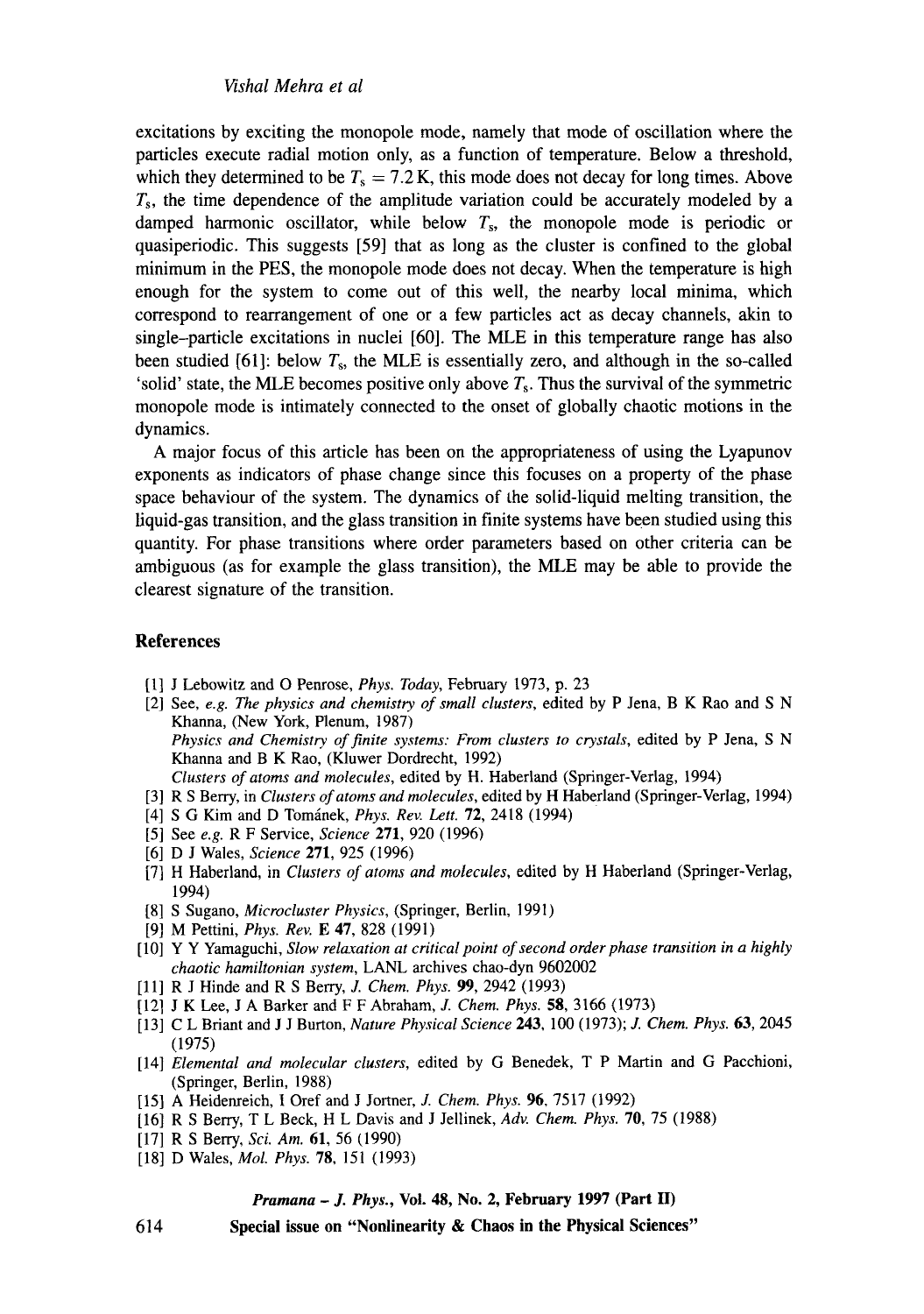excitations by exciting the monopole mode, namely that mode of oscillation where the particles execute radial motion only, as a function of temperature. Below a threshold, which they determined to be $T_s = 7.2$ K, this mode does not decay for long times. Above $T_s$, the time dependence of the amplitude variation could be accurately modeled by a damped harmonic oscillator, while below $T_s$, the monopole mode is periodic or quasiperiodic. This suggests [59] that as long as the cluster is confined to the global minimum in the PES, the monopole mode does not decay. When the temperature is high enough for the system to come out of this well, the nearby local minima, which correspond to rearrangement of one or a few particles act as decay channels, akin to single–particle excitations in nuclei [60]. The MLE in this temperature range has also been studied [61]: below $T_s$, the MLE is essentially zero, and although in the so-called 'solid' state, the MLE becomes positive only above $T_s$. Thus the survival of the symmetric monopole mode is intimately connected to the onset of globally chaotic motions in the dynamics.

A major focus of this article has been on the appropriateness of using the Lyapunov exponents as indicators of phase change since this focuses on a property of the phase space behaviour of the system. The dynamics of the solid-liquid melting transition, the liquid-gas transition, and the glass transition in finite systems have been studied using this quantity. For phase transitions where order parameters based on other criteria can be ambiguous (as for example the glass transition), the MLE may be able to provide the clearest signature of the transition.

## References

[1] J Lebowitz and O Penrose, *Phys. Today*, February 1973, p. 23

[2] See, *e.g. The physics and chemistry of small clusters*, edited by P Jena, B K Rao and S N Khanna, (New York, Plenum, 1987)
*Physics and Chemistry of finite systems: From clusters to crystals*, edited by P Jena, S N Khanna and B K Rao, (Kluwer Dordrecht, 1992)
*Clusters of atoms and molecules*, edited by H. Haberland (Springer-Verlag, 1994)

[3] R S Berry, in *Clusters of atoms and molecules*, edited by H Haberland (Springer-Verlag, 1994)

[4] S G Kim and D Tománek, *Phys. Rev. Lett.* **72**, 2418 (1994)

[5] See *e.g.* R F Service, *Science* **271**, 920 (1996)

[6] D J Wales, *Science* **271**, 925 (1996)

[7] H Haberland, in *Clusters of atoms and molecules*, edited by H Haberland (Springer-Verlag, 1994)

[8] S Sugano, *Microcluster Physics*, (Springer, Berlin, 1991)

[9] M Pettini, *Phys. Rev.* **E 47**, 828 (1991)

[10] Y Y Yamaguchi, *Slow relaxation at critical point of second order phase transition in a highly chaotic hamiltonian system*, LANL archives chao-dyn 9602002

[11] R J Hinde and R S Berry, *J. Chem. Phys.* **99**, 2942 (1993)

[12] J K Lee, J A Barker and F F Abraham, *J. Chem. Phys.* **58**, 3166 (1973)

[13] C L Briant and J J Burton, *Nature Physical Science* **243**, 100 (1973); *J. Chem. Phys.* **63**, 2045 (1975)

[14] *Elemental and molecular clusters*, edited by G Benedek, T P Martin and G Pacchioni, (Springer, Berlin, 1988)

[15] A Heidenreich, I Oref and J Jortner, *J. Chem. Phys.* **96**, 7517 (1992)

[16] R S Berry, T L Beck, H L Davis and J Jellinek, *Adv. Chem. Phys.* **70**, 75 (1988)

[17] R S Berry, *Sci. Am.* **61**, 56 (1990)

[18] D Wales, *Mol. Phys.* **78**, 151 (1993)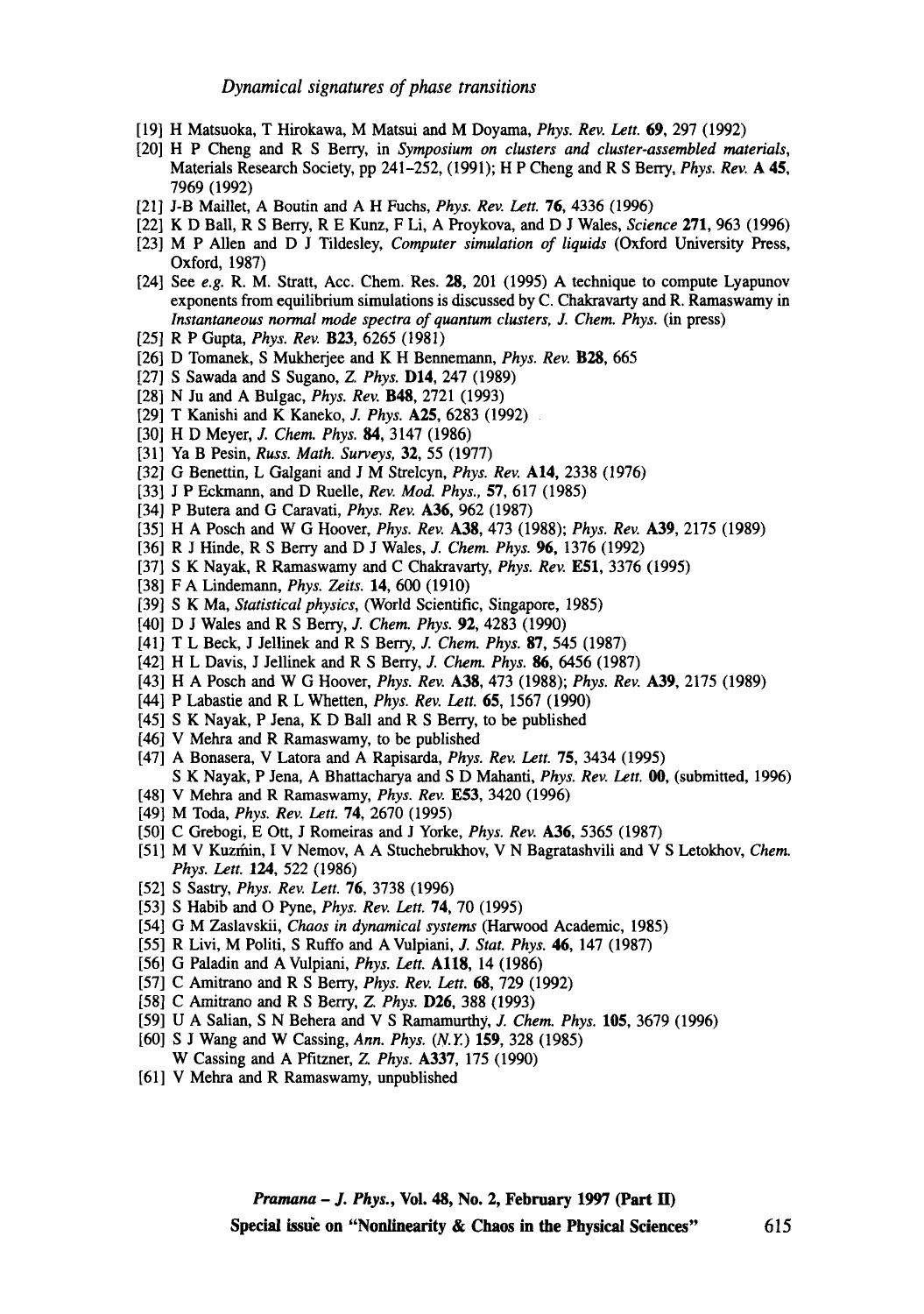[19] H Matsuoka, T Hirokawa, M Matsui and M Doyama, *Phys. Rev. Lett.* **69**, 297 (1992)

[20] H P Cheng and R S Berry, in *Symposium on clusters and cluster-assembled materials*, Materials Research Society, pp 241–252, (1991); H P Cheng and R S Berry, *Phys. Rev.* **A 45**, 7969 (1992)

[21] J-B Maillet, A Boutin and A H Fuchs, *Phys. Rev. Lett.* **76**, 4336 (1996)

[22] K D Ball, R S Berry, R E Kunz, F Li, A Proykova, and D J Wales, *Science* **271**, 963 (1996)

[23] M P Allen and D J Tildesley, *Computer simulation of liquids* (Oxford University Press, Oxford, 1987)

[24] See *e.g.* R. M. Stratt, Acc. Chem. Res. **28**, 201 (1995) A technique to compute Lyapunov exponents from equilibrium simulations is discussed by C. Chakravarty and R. Ramaswamy in *Instantaneous normal mode spectra of quantum clusters, J. Chem. Phys.* (in press)

[25] R P Gupta, *Phys. Rev.* **B23**, 6265 (1981)

[26] D Tomanek, S Mukherjee and K H Bennemann, *Phys. Rev.* **B28**, 665

[27] S Sawada and S Sugano, *Z. Phys.* **D14**, 247 (1989)

[28] N Ju and A Bulgac, *Phys. Rev.* **B48**, 2721 (1993)

[29] T Kanishi and K Kaneko, *J. Phys.* **A25**, 6283 (1992)

[30] H D Meyer, *J. Chem. Phys.* **84**, 3147 (1986)

[31] Ya B Pesin, *Russ. Math. Surveys*, **32**, 55 (1977)

[32] G Benettin, L Galgani and J M Strelcyn, *Phys. Rev.* **A14**, 2338 (1976)

[33] J P Eckmann, and D Ruelle, *Rev. Mod. Phys.*, **57**, 617 (1985)

[34] P Butera and G Caravati, *Phys. Rev.* **A36**, 962 (1987)

[35] H A Posch and W G Hoover, *Phys. Rev.* **A38**, 473 (1988); *Phys. Rev.* **A39**, 2175 (1989)

[36] R J Hinde, R S Berry and D J Wales, *J. Chem. Phys.* **96**, 1376 (1992)

[37] S K Nayak, R Ramaswamy and C Chakravarty, *Phys. Rev.* **E51**, 3376 (1995)

[38] F A Lindemann, *Phys. Zeits.* **14**, 600 (1910)

[39] S K Ma, *Statistical physics*, (World Scientific, Singapore, 1985)

[40] D J Wales and R S Berry, *J. Chem. Phys.* **92**, 4283 (1990)

[41] T L Beck, J Jellinek and R S Berry, *J. Chem. Phys.* **87**, 545 (1987)

[42] H L Davis, J Jellinek and R S Berry, *J. Chem. Phys.* **86**, 6456 (1987)

[43] H A Posch and W G Hoover, *Phys. Rev.* **A38**, 473 (1988); *Phys. Rev.* **A39**, 2175 (1989)

[44] P Labastie and R L Whetten, *Phys. Rev. Lett.* **65**, 1567 (1990)

[45] S K Nayak, P Jena, K D Ball and R S Berry, to be published

[46] V Mehra and R Ramaswamy, to be published

[47] A Bonasera, V Latora and A Rapisarda, *Phys. Rev. Lett.* **75**, 3434 (1995)
S K Nayak, P Jena, A Bhattacharya and S D Mahanti, *Phys. Rev. Lett.* **00**, (submitted, 1996)

[48] V Mehra and R Ramaswamy, *Phys. Rev.* **E53**, 3420 (1996)

[49] M Toda, *Phys. Rev. Lett.* **74**, 2670 (1995)

[50] C Grebogi, E Ott, J Romeiras and J Yorke, *Phys. Rev.* **A36**, 5365 (1987)

[51] M V Kuzmin, I V Nemov, A A Stuchebrukhov, V N Bagratashvili and V S Letokhov, *Chem. Phys. Lett.* **124**, 522 (1986)

[52] S Sastry, *Phys. Rev. Lett.* **76**, 3738 (1996)

[53] S Habib and O Pyne, *Phys. Rev. Lett.* **74**, 70 (1995)

[54] G M Zaslavskii, *Chaos in dynamical systems* (Harwood Academic, 1985)

[55] R Livi, M Politi, S Ruffo and A Vulpiani, *J. Stat. Phys.* **46**, 147 (1987)

[56] G Paladin and A Vulpiani, *Phys. Lett.* **A118**, 14 (1986)

[57] C Amitrano and R S Berry, *Phys. Rev. Lett.* **68**, 729 (1992)

[58] C Amitrano and R S Berry, *Z. Phys.* **D26**, 388 (1993)

[59] U A Salian, S N Behera and V S Ramamurthy, *J. Chem. Phys.* **105**, 3679 (1996)

[60] S J Wang and W Cassing, *Ann. Phys. (N.Y.)* **159**, 328 (1985)
W Cassing and A Pfitzner, *Z. Phys.* **A337**, 175 (1990)

[61] V Mehra and R Ramaswamy, unpublished